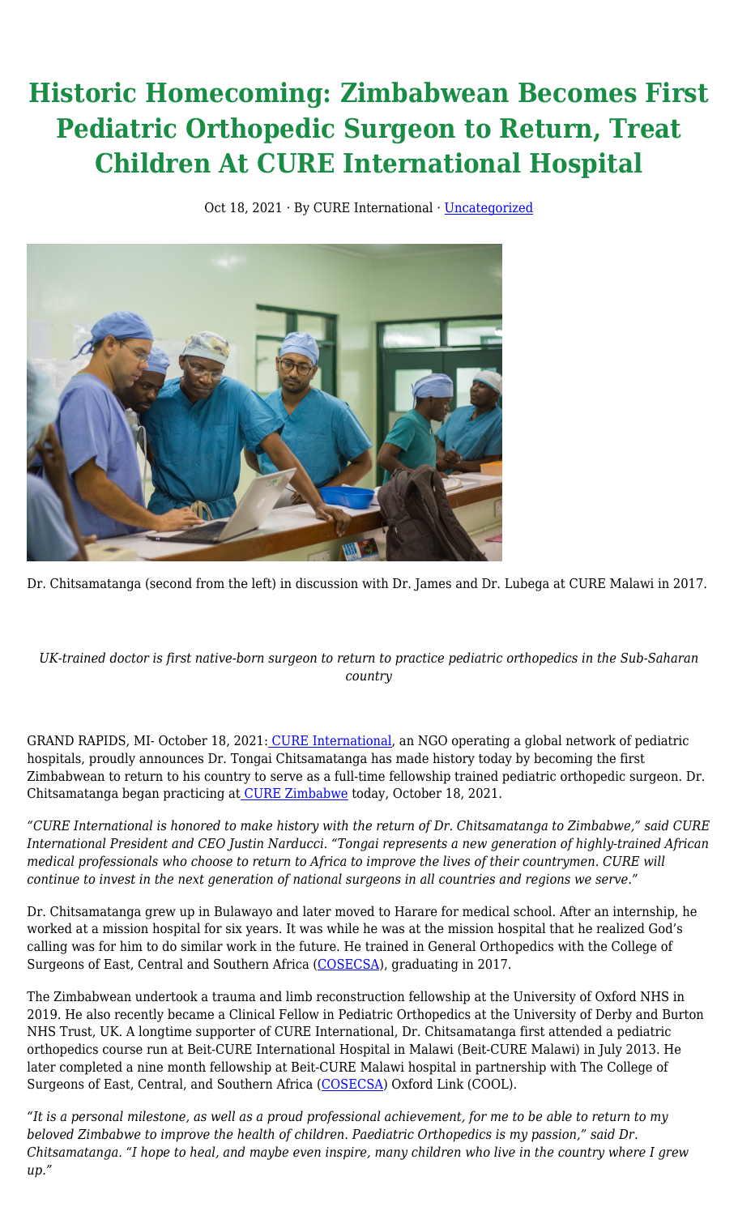# Historic Homecoming: Zimbabwean Becomes First Pediatric Orthopedic Surgeon to Return, Treat Children At CURE International Hospital

Oct 18, 2021 · By CURE International · Uncategorized

Dr. Chitsamatanga (second from the left) in discussion with Dr. James and Dr. Lubega at CURE Malawi in 2017.

*UK-trained doctor is first native-born surgeon to return to practice pediatric orthopedics in the Sub-Saharan country*

GRAND RAPIDS, MI- October 18, 2021: CURE International, an NGO operating a global network of pediatric hospitals, proudly announces Dr. Tongai Chitsamatanga has made history today by becoming the first Zimbabwean to return to his country to serve as a full-time fellowship trained pediatric orthopedic surgeon. Dr. Chitsamatanga began practicing at CURE Zimbabwe today, October 18, 2021.

*"CURE International is honored to make history with the return of Dr. Chitsamatanga to Zimbabwe," said CURE International President and CEO Justin Narducci. "Tongai represents a new generation of highly-trained African medical professionals who choose to return to Africa to improve the lives of their countrymen. CURE will continue to invest in the next generation of national surgeons in all countries and regions we serve."*

Dr. Chitsamatanga grew up in Bulawayo and later moved to Harare for medical school. After an internship, he worked at a mission hospital for six years. It was while he was at the mission hospital that he realized God's calling was for him to do similar work in the future. He trained in General Orthopedics with the College of Surgeons of East, Central and Southern Africa (COSECSA), graduating in 2017.

The Zimbabwean undertook a trauma and limb reconstruction fellowship at the University of Oxford NHS in 2019. He also recently became a Clinical Fellow in Pediatric Orthopedics at the University of Derby and Burton NHS Trust, UK. A longtime supporter of CURE International, Dr. Chitsamatanga first attended a pediatric orthopedics course run at Beit-CURE International Hospital in Malawi (Beit-CURE Malawi) in July 2013. He later completed a nine month fellowship at Beit-CURE Malawi hospital in partnership with The College of Surgeons of East, Central, and Southern Africa (COSECSA) Oxford Link (COOL).

*"It is a personal milestone, as well as a proud professional achievement, for me to be able to return to my beloved Zimbabwe to improve the health of children. Paediatric Orthopedics is my passion," said Dr. Chitsamatanga. "I hope to heal, and maybe even inspire, many children who live in the country where I grew up."*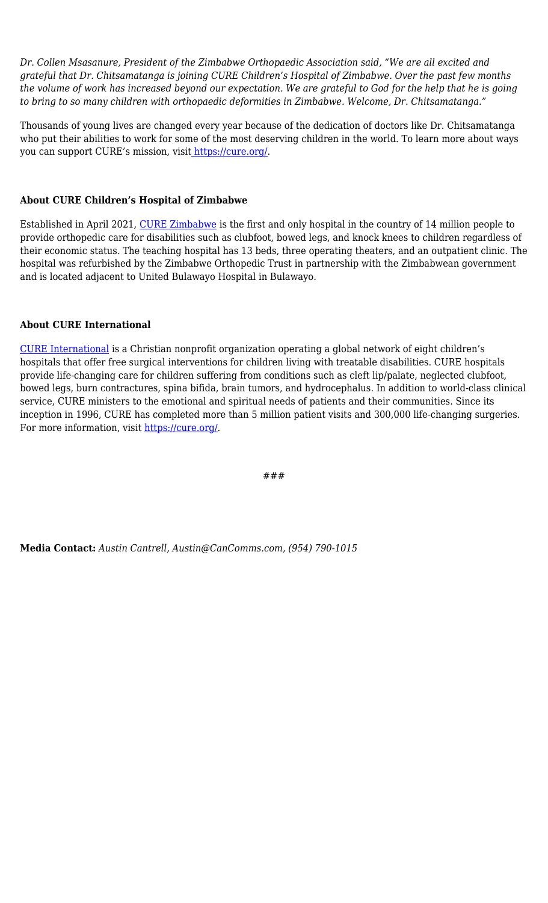*Dr. Collen Msasanure, President of the Zimbabwe Orthopaedic Association said, "We are all excited and grateful that Dr. Chitsamatanga is joining CURE Children's Hospital of Zimbabwe. Over the past few months the volume of work has increased beyond our expectation. We are grateful to God for the help that he is going to bring to so many children with orthopaedic deformities in Zimbabwe. Welcome, Dr. Chitsamatanga."*

Thousands of young lives are changed every year because of the dedication of doctors like Dr. Chitsamatanga who put their abilities to work for some of the most deserving children in the world. To learn more about ways you can support CURE's mission, visit [https://cure.org/](https://cure.org/).

**About CURE Children's Hospital of Zimbabwe**

Established in April 2021, [CURE Zimbabwe](#) is the first and only hospital in the country of 14 million people to provide orthopedic care for disabilities such as clubfoot, bowed legs, and knock knees to children regardless of their economic status. The teaching hospital has 13 beds, three operating theaters, and an outpatient clinic. The hospital was refurbished by the Zimbabwe Orthopedic Trust in partnership with the Zimbabwean government and is located adjacent to United Bulawayo Hospital in Bulawayo.

**About CURE International**

[CURE International](#) is a Christian nonprofit organization operating a global network of eight children's hospitals that offer free surgical interventions for children living with treatable disabilities. CURE hospitals provide life-changing care for children suffering from conditions such as cleft lip/palate, neglected clubfoot, bowed legs, burn contractures, spina bifida, brain tumors, and hydrocephalus. In addition to world-class clinical service, CURE ministers to the emotional and spiritual needs of patients and their communities. Since its inception in 1996, CURE has completed more than 5 million patient visits and 300,000 life-changing surgeries. For more information, visit [https://cure.org/](https://cure.org/).

###

**Media Contact:** *Austin Cantrell, Austin@CanComms.com, (954) 790-1015*